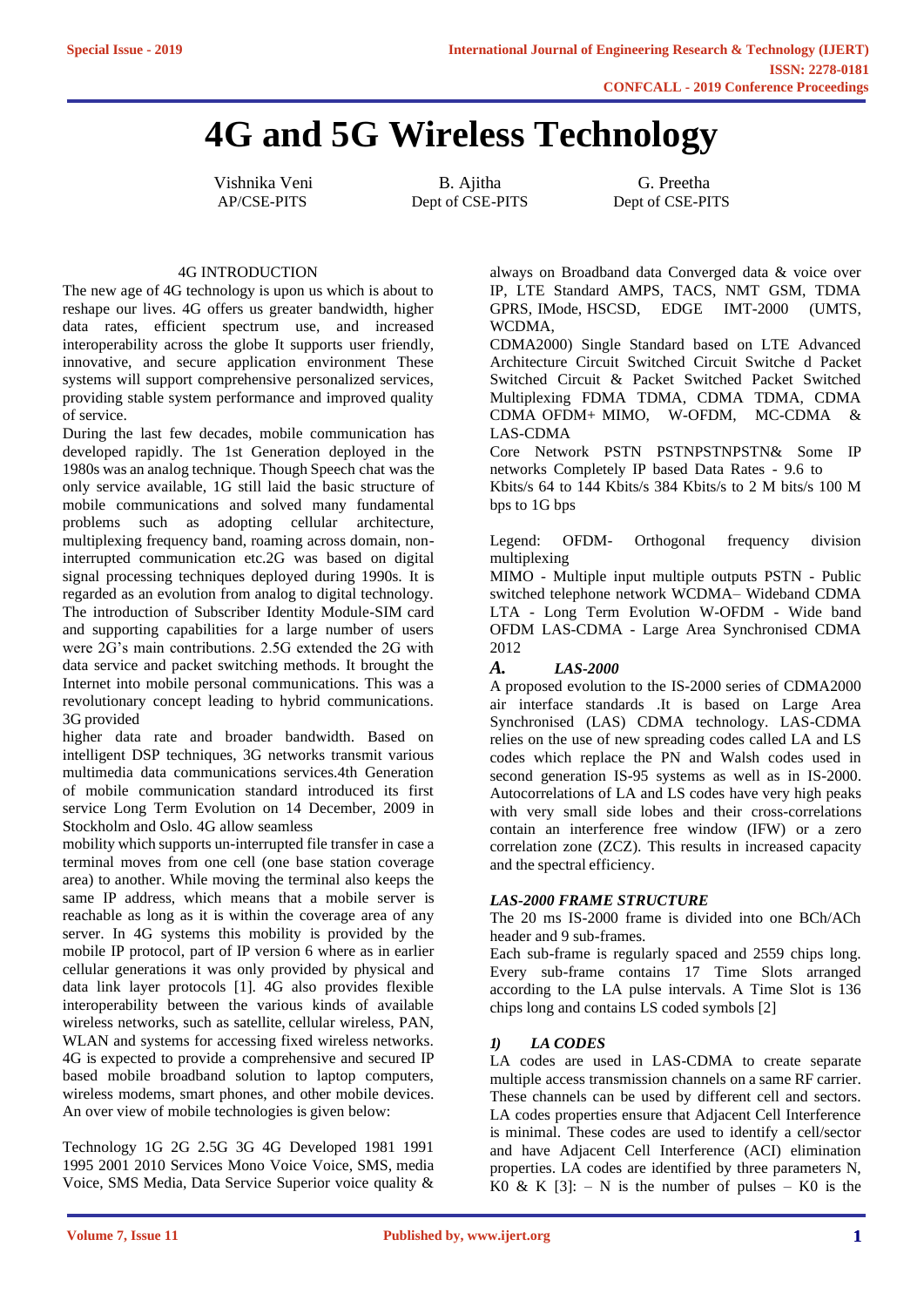# 4G and 5G Wireless Technology

Vishnika Veni
AP/CSE-PITS

B. Ajitha
Dept of CSE-PITS

G. Preetha
Dept of CSE-PITS

## 4G INTRODUCTION

The new age of 4G technology is upon us which is about to reshape our lives. 4G offers us greater bandwidth, higher data rates, efficient spectrum use, and increased interoperability across the globe It supports user friendly, innovative, and secure application environment These systems will support comprehensive personalized services, providing stable system performance and improved quality of service.

During the last few decades, mobile communication has developed rapidly. The 1st Generation deployed in the 1980s was an analog technique. Though Speech chat was the only service available, 1G still laid the basic structure of mobile communications and solved many fundamental problems such as adopting cellular architecture, multiplexing frequency band, roaming across domain, non-interrupted communication etc.2G was based on digital signal processing techniques deployed during 1990s. It is regarded as an evolution from analog to digital technology. The introduction of Subscriber Identity Module-SIM card and supporting capabilities for a large number of users were 2G's main contributions. 2.5G extended the 2G with data service and packet switching methods. It brought the Internet into mobile personal communications. This was a revolutionary concept leading to hybrid communications. 3G provided

higher data rate and broader bandwidth. Based on intelligent DSP techniques, 3G networks transmit various multimedia data communications services.4th Generation of mobile communication standard introduced its first service Long Term Evolution on 14 December, 2009 in Stockholm and Oslo. 4G allow seamless

mobility which supports un-interrupted file transfer in case a terminal moves from one cell (one base station coverage area) to another. While moving the terminal also keeps the same IP address, which means that a mobile server is reachable as long as it is within the coverage area of any server. In 4G systems this mobility is provided by the mobile IP protocol, part of IP version 6 where as in earlier cellular generations it was only provided by physical and data link layer protocols [1]. 4G also provides flexible interoperability between the various kinds of available wireless networks, such as satellite, cellular wireless, PAN, WLAN and systems for accessing fixed wireless networks. 4G is expected to provide a comprehensive and secured IP based mobile broadband solution to laptop computers, wireless modems, smart phones, and other mobile devices. An over view of mobile technologies is given below:

Technology 1G 2G 2.5G 3G 4G Developed 1981 1991 1995 2001 2010 Services Mono Voice Voice, SMS, media Voice, SMS Media, Data Service Superior voice quality & always on Broadband data Converged data & voice over IP, LTE Standard AMPS, TACS, NMT GSM, TDMA GPRS, IMode, HSCSD, EDGE IMT-2000 (UMTS, WCDMA,

CDMA2000) Single Standard based on LTE Advanced Architecture Circuit Switched Circuit Switche d Packet Switched Circuit & Packet Switched Packet Switched Multiplexing FDMA TDMA, CDMA TDMA, CDMA CDMA OFDM+ MIMO, W-OFDM, MC-CDMA & LAS-CDMA

Core Network PSTN PSTNPSTNPSTN& Some IP networks Completely IP based Data Rates - 9.6 to

Kbits/s 64 to 144 Kbits/s 384 Kbits/s to 2 M bits/s 100 M bps to 1G bps

Legend: OFDM- Orthogonal frequency division multiplexing

MIMO - Multiple input multiple outputs PSTN - Public switched telephone network WCDMA– Wideband CDMA LTA - Long Term Evolution W-OFDM - Wide band OFDM LAS-CDMA - Large Area Synchronised CDMA 2012

### *A. LAS-2000*

A proposed evolution to the IS-2000 series of CDMA2000 air interface standards .It is based on Large Area Synchronised (LAS) CDMA technology. LAS-CDMA relies on the use of new spreading codes called LA and LS codes which replace the PN and Walsh codes used in second generation IS-95 systems as well as in IS-2000. Autocorrelations of LA and LS codes have very high peaks with very small side lobes and their cross-correlations contain an interference free window (IFW) or a zero correlation zone (ZCZ). This results in increased capacity and the spectral efficiency.

### *LAS-2000 FRAME STRUCTURE*

The 20 ms IS-2000 frame is divided into one BCh/ACh header and 9 sub-frames.

Each sub-frame is regularly spaced and 2559 chips long. Every sub-frame contains 17 Time Slots arranged according to the LA pulse intervals. A Time Slot is 136 chips long and contains LS coded symbols [2]

#### *1) LA CODES*

LA codes are used in LAS-CDMA to create separate multiple access transmission channels on a same RF carrier. These channels can be used by different cell and sectors. LA codes properties ensure that Adjacent Cell Interference is minimal. These codes are used to identify a cell/sector and have Adjacent Cell Interference (ACI) elimination properties. LA codes are identified by three parameters N, K0 & K [3]: – N is the number of pulses – K0 is the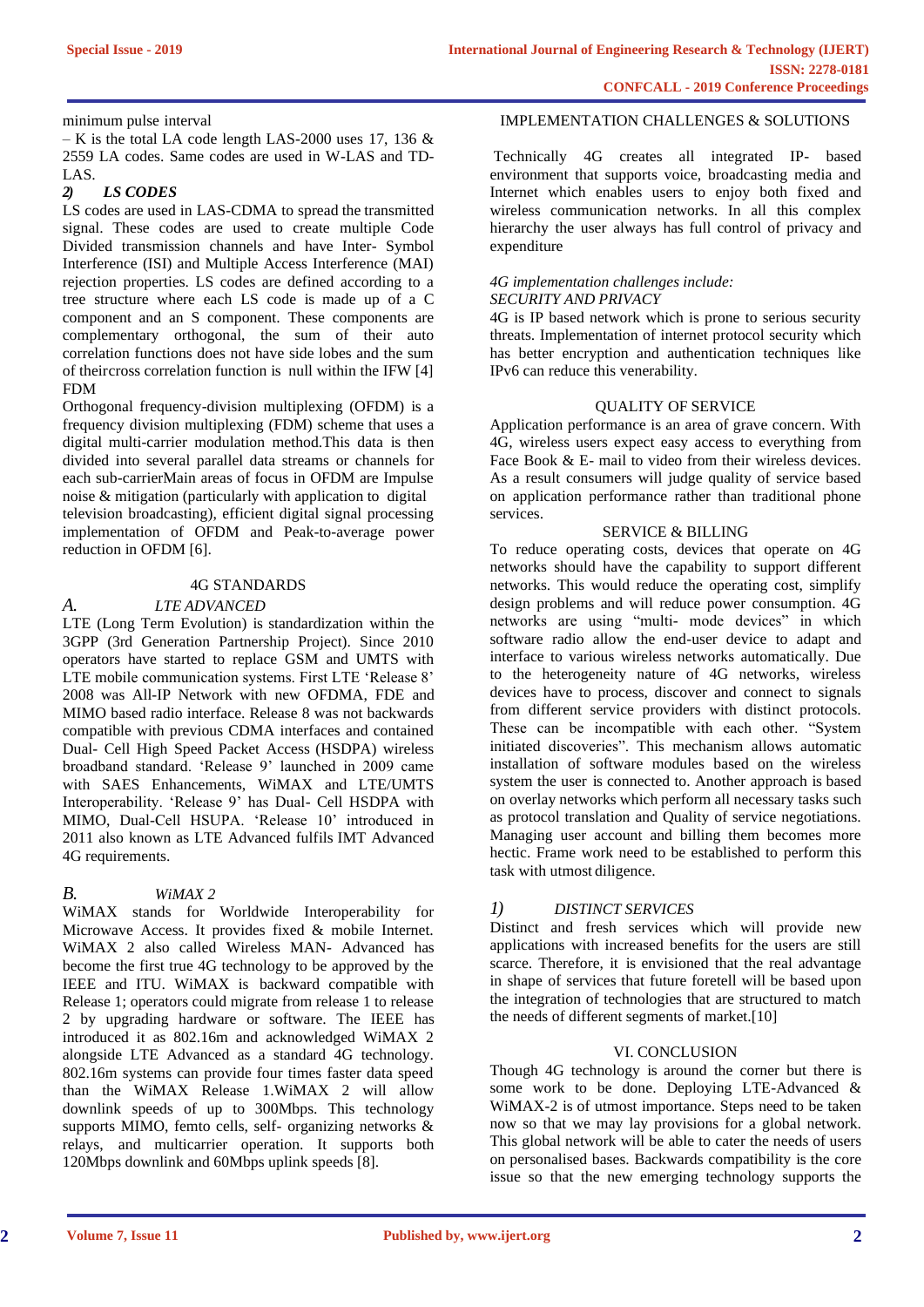minimum pulse interval

– K is the total LA code length LAS-2000 uses 17, 136 & 2559 LA codes. Same codes are used in W-LAS and TD-LAS.

#### 2) *LS CODES*

LS codes are used in LAS-CDMA to spread the transmitted signal. These codes are used to create multiple Code Divided transmission channels and have Inter- Symbol Interference (ISI) and Multiple Access Interference (MAI) rejection properties. LS codes are defined according to a tree structure where each LS code is made up of a C component and an S component. These components are complementary orthogonal, the sum of their auto correlation functions does not have side lobes and the sum of theircross correlation function is null within the IFW [4]

FDM

Orthogonal frequency-division multiplexing (OFDM) is a frequency division multiplexing (FDM) scheme that uses a digital multi-carrier modulation method.This data is then divided into several parallel data streams or channels for each sub-carrierMain areas of focus in OFDM are Impulse noise & mitigation (particularly with application to digital television broadcasting), efficient digital signal processing implementation of OFDM and Peak-to-average power reduction in OFDM [6].

## 4G STANDARDS

### A. *LTE ADVANCED*

LTE (Long Term Evolution) is standardization within the 3GPP (3rd Generation Partnership Project). Since 2010 operators have started to replace GSM and UMTS with LTE mobile communication systems. First LTE 'Release 8' 2008 was All-IP Network with new OFDMA, FDE and MIMO based radio interface. Release 8 was not backwards compatible with previous CDMA interfaces and contained Dual- Cell High Speed Packet Access (HSDPA) wireless broadband standard. 'Release 9' launched in 2009 came with SAES Enhancements, WiMAX and LTE/UMTS Interoperability. 'Release 9' has Dual- Cell HSDPA with MIMO, Dual-Cell HSUPA. 'Release 10' introduced in 2011 also known as LTE Advanced fulfils IMT Advanced 4G requirements.

### B. *WiMAX 2*

WiMAX stands for Worldwide Interoperability for Microwave Access. It provides fixed & mobile Internet. WiMAX 2 also called Wireless MAN- Advanced has become the first true 4G technology to be approved by the IEEE and ITU. WiMAX is backward compatible with Release 1; operators could migrate from release 1 to release 2 by upgrading hardware or software. The IEEE has introduced it as 802.16m and acknowledged WiMAX 2 alongside LTE Advanced as a standard 4G technology. 802.16m systems can provide four times faster data speed than the WiMAX Release 1.WiMAX 2 will allow downlink speeds of up to 300Mbps. This technology supports MIMO, femto cells, self- organizing networks & relays, and multicarrier operation. It supports both 120Mbps downlink and 60Mbps uplink speeds [8].

## IMPLEMENTATION CHALLENGES & SOLUTIONS

Technically 4G creates all integrated IP- based environment that supports voice, broadcasting media and Internet which enables users to enjoy both fixed and wireless communication networks. In all this complex hierarchy the user always has full control of privacy and expenditure

*4G implementation challenges include:*

*SECURITY AND PRIVACY*

4G is IP based network which is prone to serious security threats. Implementation of internet protocol security which has better encryption and authentication techniques like IPv6 can reduce this venerability.

## QUALITY OF SERVICE

Application performance is an area of grave concern. With 4G, wireless users expect easy access to everything from Face Book & E- mail to video from their wireless devices. As a result consumers will judge quality of service based on application performance rather than traditional phone services.

## SERVICE & BILLING

To reduce operating costs, devices that operate on 4G networks should have the capability to support different networks. This would reduce the operating cost, simplify design problems and will reduce power consumption. 4G networks are using "multi- mode devices" in which software radio allow the end-user device to adapt and interface to various wireless networks automatically. Due to the heterogeneity nature of 4G networks, wireless devices have to process, discover and connect to signals from different service providers with distinct protocols. These can be incompatible with each other. "System initiated discoveries". This mechanism allows automatic installation of software modules based on the wireless system the user is connected to. Another approach is based on overlay networks which perform all necessary tasks such as protocol translation and Quality of service negotiations. Managing user account and billing them becomes more hectic. Frame work need to be established to perform this task with utmost diligence.

#### 1) *DISTINCT SERVICES*

Distinct and fresh services which will provide new applications with increased benefits for the users are still scarce. Therefore, it is envisioned that the real advantage in shape of services that future foretell will be based upon the integration of technologies that are structured to match the needs of different segments of market.[10]

## VI. CONCLUSION

Though 4G technology is around the corner but there is some work to be done. Deploying LTE-Advanced & WiMAX-2 is of utmost importance. Steps need to be taken now so that we may lay provisions for a global network. This global network will be able to cater the needs of users on personalised bases. Backwards compatibility is the core issue so that the new emerging technology supports the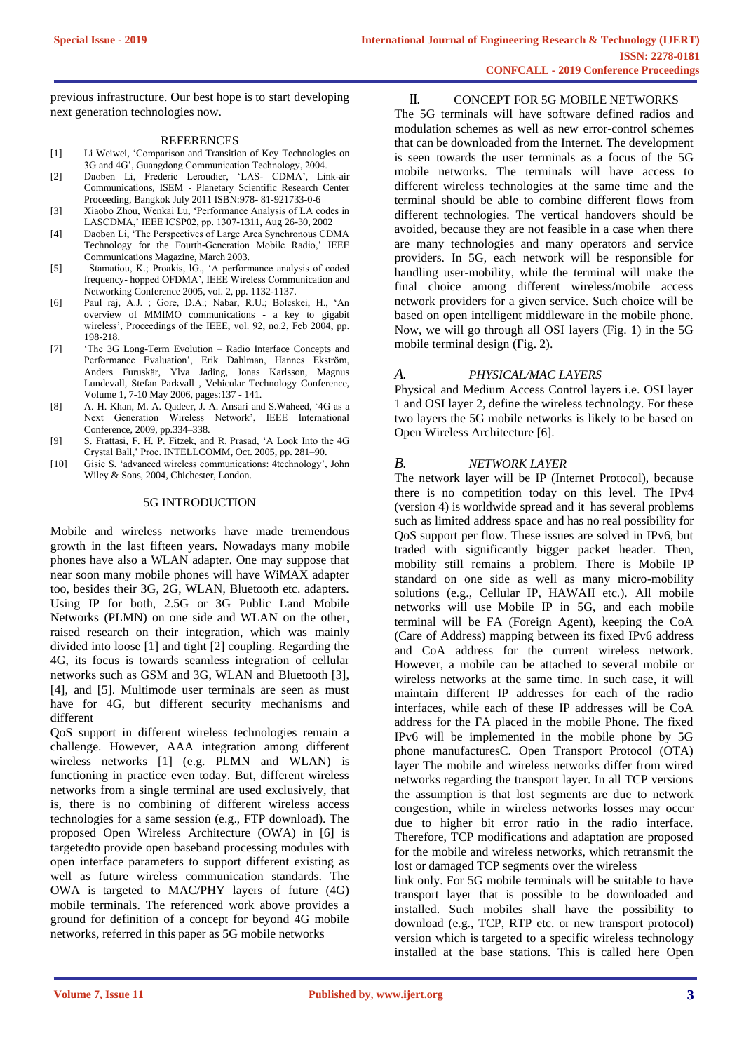previous infrastructure. Our best hope is to start developing next generation technologies now.

## REFERENCES

[1] Li Weiwei, 'Comparison and Transition of Key Technologies on 3G and 4G', Guangdong Communication Technology, 2004.

[2] Daoben Li, Frederic Leroudier, 'LAS- CDMA', Link-air Communications, ISEM - Planetary Scientific Research Center Proceeding, Bangkok July 2011 ISBN:978- 81-921733-0-6

[3] Xiaobo Zhou, Wenkai Lu, 'Performance Analysis of LA codes in LASCDMA,' IEEE ICSP02, pp. 1307-1311, Aug 26-30, 2002

[4] Daoben Li, 'The Perspectives of Large Area Synchronous CDMA Technology for the Fourth-Generation Mobile Radio,' IEEE Communications Magazine, March 2003.

[5] Stamatiou, K.; Proakis, lG., 'A performance analysis of coded frequency- hopped OFDMA', IEEE Wireless Communication and Networking Conference 2005, vol. 2, pp. 1132-1137.

[6] Paul raj, A.J. ; Gore, D.A.; Nabar, R.U.; Bolcskei, H., 'An overview of MMIMO communications - a key to gigabit wireless', Proceedings of the IEEE, vol. 92, no.2, Feb 2004, pp. 198-218.

[7] 'The 3G Long-Term Evolution – Radio Interface Concepts and Performance Evaluation', Erik Dahlman, Hannes Ekström, Anders Furuskär, Ylva Jading, Jonas Karlsson, Magnus Lundevall, Stefan Parkvall , Vehicular Technology Conference, Volume 1, 7-10 May 2006, pages:137 - 141.

[8] A. H. Khan, M. A. Qadeer, J. A. Ansari and S.Waheed, '4G as a Next Generation Wireless Network', IEEE International Conference, 2009, pp.334–338.

[9] S. Frattasi, F. H. P. Fitzek, and R. Prasad, 'A Look Into the 4G Crystal Ball,' Proc. INTELLCOMM, Oct. 2005, pp. 281–90.

[10] Gisic S. 'advanced wireless communications: 4technology', John Wiley & Sons, 2004, Chichester, London.

## 5G INTRODUCTION

Mobile and wireless networks have made tremendous growth in the last fifteen years. Nowadays many mobile phones have also a WLAN adapter. One may suppose that near soon many mobile phones will have WiMAX adapter too, besides their 3G, 2G, WLAN, Bluetooth etc. adapters. Using IP for both, 2.5G or 3G Public Land Mobile Networks (PLMN) on one side and WLAN on the other, raised research on their integration, which was mainly divided into loose [1] and tight [2] coupling. Regarding the 4G, its focus is towards seamless integration of cellular networks such as GSM and 3G, WLAN and Bluetooth [3], [4], and [5]. Multimode user terminals are seen as must have for 4G, but different security mechanisms and different

QoS support in different wireless technologies remain a challenge. However, AAA integration among different wireless networks [1] (e.g. PLMN and WLAN) is functioning in practice even today. But, different wireless networks from a single terminal are used exclusively, that is, there is no combining of different wireless access technologies for a same session (e.g., FTP download). The proposed Open Wireless Architecture (OWA) in [6] is targetedto provide open baseband processing modules with open interface parameters to support different existing as well as future wireless communication standards. The OWA is targeted to MAC/PHY layers of future (4G) mobile terminals. The referenced work above provides a ground for definition of a concept for beyond 4G mobile networks, referred in this paper as 5G mobile networks

## II. CONCEPT FOR 5G MOBILE NETWORKS

The 5G terminals will have software defined radios and modulation schemes as well as new error-control schemes that can be downloaded from the Internet. The development is seen towards the user terminals as a focus of the 5G mobile networks. The terminals will have access to different wireless technologies at the same time and the terminal should be able to combine different flows from different technologies. The vertical handovers should be avoided, because they are not feasible in a case when there are many technologies and many operators and service providers. In 5G, each network will be responsible for handling user-mobility, while the terminal will make the final choice among different wireless/mobile access network providers for a given service. Such choice will be based on open intelligent middleware in the mobile phone. Now, we will go through all OSI layers (Fig. 1) in the 5G mobile terminal design (Fig. 2).

### A. *PHYSICAL/MAC LAYERS*

Physical and Medium Access Control layers i.e. OSI layer 1 and OSI layer 2, define the wireless technology. For these two layers the 5G mobile networks is likely to be based on Open Wireless Architecture [6].

### B. *NETWORK LAYER*

The network layer will be IP (Internet Protocol), because there is no competition today on this level. The IPv4 (version 4) is worldwide spread and it has several problems such as limited address space and has no real possibility for QoS support per flow. These issues are solved in IPv6, but traded with significantly bigger packet header. Then, mobility still remains a problem. There is Mobile IP standard on one side as well as many micro-mobility solutions (e.g., Cellular IP, HAWAII etc.). All mobile networks will use Mobile IP in 5G, and each mobile terminal will be FA (Foreign Agent), keeping the CoA (Care of Address) mapping between its fixed IPv6 address and CoA address for the current wireless network. However, a mobile can be attached to several mobile or wireless networks at the same time. In such case, it will maintain different IP addresses for each of the radio interfaces, while each of these IP addresses will be CoA address for the FA placed in the mobile Phone. The fixed IPv6 will be implemented in the mobile phone by 5G phone manufacturesC. Open Transport Protocol (OTA) layer The mobile and wireless networks differ from wired networks regarding the transport layer. In all TCP versions the assumption is that lost segments are due to network congestion, while in wireless networks losses may occur due to higher bit error ratio in the radio interface. Therefore, TCP modifications and adaptation are proposed for the mobile and wireless networks, which retransmit the lost or damaged TCP segments over the wireless

link only. For 5G mobile terminals will be suitable to have transport layer that is possible to be downloaded and installed. Such mobiles shall have the possibility to download (e.g., TCP, RTP etc. or new transport protocol) version which is targeted to a specific wireless technology installed at the base stations. This is called here Open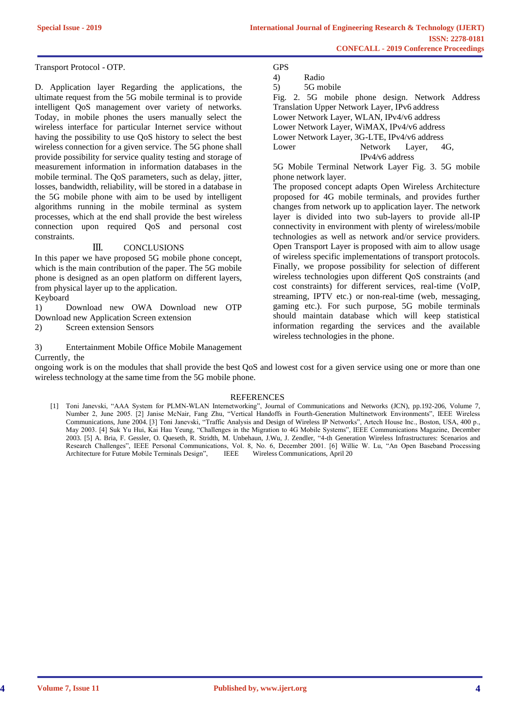Transport Protocol - OTP.

D. Application layer Regarding the applications, the ultimate request from the 5G mobile terminal is to provide intelligent QoS management over variety of networks. Today, in mobile phones the users manually select the wireless interface for particular Internet service without having the possibility to use QoS history to select the best wireless connection for a given service. The 5G phone shall provide possibility for service quality testing and storage of measurement information in information databases in the mobile terminal. The QoS parameters, such as delay, jitter, losses, bandwidth, reliability, will be stored in a database in the 5G mobile phone with aim to be used by intelligent algorithms running in the mobile terminal as system processes, which at the end shall provide the best wireless connection upon required QoS and personal cost constraints.

## III. CONCLUSIONS

In this paper we have proposed 5G mobile phone concept, which is the main contribution of the paper. The 5G mobile phone is designed as an open platform on different layers, from physical layer up to the application.

Keyboard

1) Download new OWA Download new OTP Download new Application Screen extension
2) Screen extension Sensors

3) Entertainment Mobile Office Mobile Management GPS
4) Radio
5) 5G mobile

Fig. 2. 5G mobile phone design. Network Address Translation Upper Network Layer, IPv6 address
Lower Network Layer, WLAN, IPv4/v6 address
Lower Network Layer, WiMAX, IPv4/v6 address
Lower Network Layer, 3G-LTE, IPv4/v6 address
Lower Network Layer, 4G, IPv4/v6 address
5G Mobile Terminal Network Layer Fig. 3. 5G mobile phone network layer.

The proposed concept adapts Open Wireless Architecture proposed for 4G mobile terminals, and provides further changes from network up to application layer. The network layer is divided into two sub-layers to provide all-IP connectivity in environment with plenty of wireless/mobile technologies as well as network and/or service providers. Open Transport Layer is proposed with aim to allow usage of wireless specific implementations of transport protocols. Finally, we propose possibility for selection of different wireless technologies upon different QoS constraints (and cost constraints) for different services, real-time (VoIP, streaming, IPTV etc.) or non-real-time (web, messaging, gaming etc.). For such purpose, 5G mobile terminals should maintain database which will keep statistical information regarding the services and the available wireless technologies in the phone.

Currently, the ongoing work is on the modules that shall provide the best QoS and lowest cost for a given service using one or more than one wireless technology at the same time from the 5G mobile phone.

## REFERENCES

[1] Toni Janevski, "AAA System for PLMN-WLAN Internetworking", Journal of Communications and Networks (JCN), pp.192-206, Volume 7, Number 2, June 2005. [2] Janise McNair, Fang Zhu, "Vertical Handoffs in Fourth-Generation Multinetwork Environments", IEEE Wireless Communications, June 2004. [3] Toni Janevski, "Traffic Analysis and Design of Wireless IP Networks", Artech House Inc., Boston, USA, 400 p., May 2003. [4] Suk Yu Hui, Kai Hau Yeung, "Challenges in the Migration to 4G Mobile Systems", IEEE Communications Magazine, December 2003. [5] A. Bria, F. Gessler, O. Queseth, R. Stridth, M. Unbehaun, J.Wu, J. Zendler, "4-th Generation Wireless Infrastructures: Scenarios and Research Challenges", IEEE Personal Communications, Vol. 8, No. 6, December 2001. [6] Willie W. Lu, "An Open Baseband Processing Architecture for Future Mobile Terminals Design", IEEE Wireless Communications, April 20